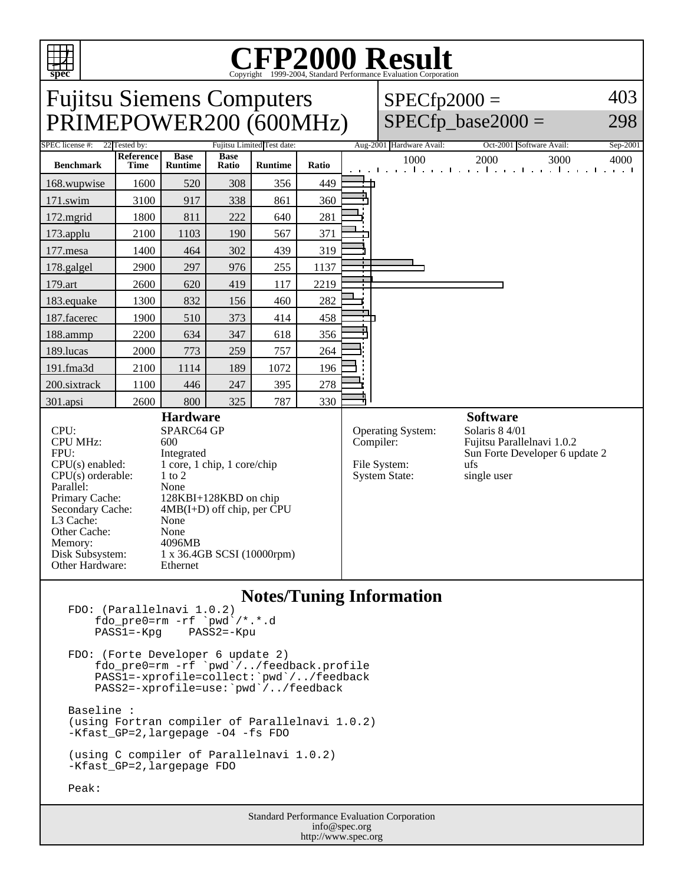# CFP2000 Result

Copyright 1999-2004, Standard Performance Evaluation Corporation

## Fujitsu Siemens Computers PRIMEPOWER200 (600MHz)

SPECfp2000 = 403

SPECfp_base2000 = 298

| SPEC license #: | 22 | Tested by: | Fujitsu Limited | Test date: | Aug-2001 | Hardware Avail: | Oct-2001 | Software Avail: | Sep-2001 |
|---|---|---|---|---|---|---|---|---|---|

| Benchmark | Reference Time | Base Runtime | Base Ratio | Runtime | Ratio |
|---|---|---|---|---|---|
| 168.wupwise | 1600 | 520 | 308 | 356 | 449 |
| 171.swim | 3100 | 917 | 338 | 861 | 360 |
| 172.mgrid | 1800 | 811 | 222 | 640 | 281 |
| 173.applu | 2100 | 1103 | 190 | 567 | 371 |
| 177.mesa | 1400 | 464 | 302 | 439 | 319 |
| 178.galgel | 2900 | 297 | 976 | 255 | 1137 |
| 179.art | 2600 | 620 | 419 | 117 | 2219 |
| 183.equake | 1300 | 832 | 156 | 460 | 282 |
| 187.facerec | 1900 | 510 | 373 | 414 | 458 |
| 188.ammp | 2200 | 634 | 347 | 618 | 356 |
| 189.lucas | 2000 | 773 | 259 | 757 | 264 |
| 191.fma3d | 2100 | 1114 | 189 | 1072 | 196 |
| 200.sixtrack | 1100 | 446 | 247 | 395 | 278 |
| 301.apsi | 2600 | 800 | 325 | 787 | 330 |

### Hardware

| | |
|---|---|
| CPU: | SPARC64 GP |
| CPU MHz: | 600 |
| FPU: | Integrated |
| CPU(s) enabled: | 1 core, 1 chip, 1 core/chip |
| CPU(s) orderable: | 1 to 2 |
| Parallel: | None |
| Primary Cache: | 128KBI+128KBD on chip |
| Secondary Cache: | 4MB(I+D) off chip, per CPU |
| L3 Cache: | None |
| Other Cache: | None |
| Memory: | 4096MB |
| Disk Subsystem: | 1 x 36.4GB SCSI (10000rpm) |
| Other Hardware: | Ethernet |

### Software

| | |
|---|---|
| Operating System: | Solaris 8 4/01 |
| Compiler: | Fujitsu Parallelnavi 1.0.2<br>Sun Forte Developer 6 update 2 |
| File System: | ufs |
| System State: | single user |

### Notes/Tuning Information

```
FDO: (Parallelnavi 1.0.2)
    fdo_pre0=rm -rf `pwd`/*.*.d
    PASS1=-Kpg    PASS2=-Kpu

FDO: (Forte Developer 6 update 2)
    fdo_pre0=rm -rf `pwd`/../feedback.profile
    PASS1=-xprofile=collect:`pwd`/../feedback
    PASS2=-xprofile=use:`pwd`/../feedback

Baseline :
(using Fortran compiler of Parallelnavi 1.0.2)
-Kfast_GP=2,largepage -O4 -fs FDO

(using C compiler of Parallelnavi 1.0.2)
-Kfast_GP=2,largepage FDO

Peak:
```

Standard Performance Evaluation Corporation
info@spec.org
http://www.spec.org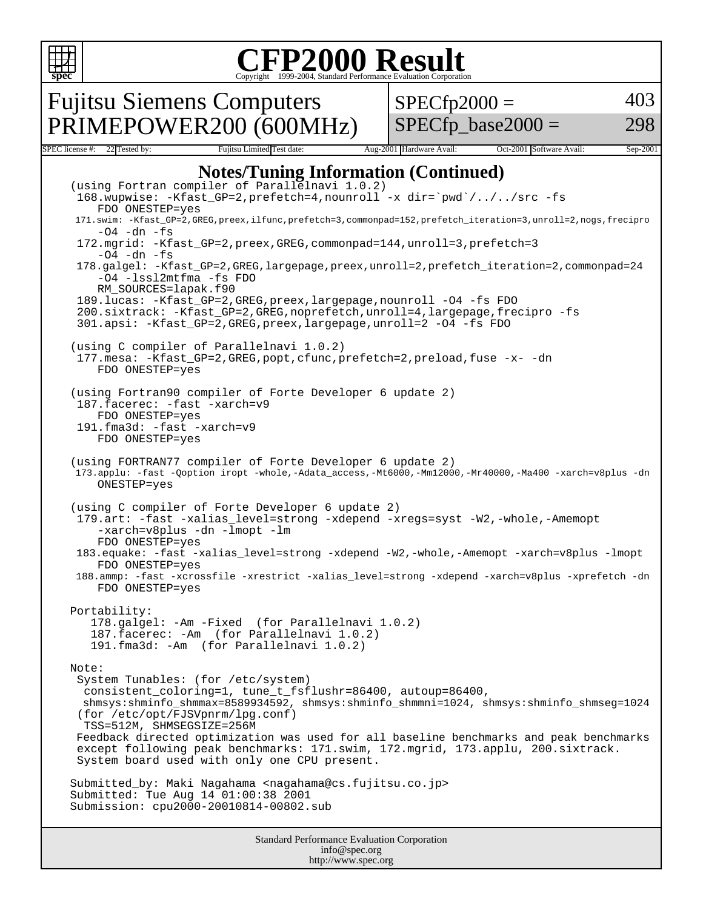# CFP2000 Result

Copyright 1999-2004, Standard Performance Evaluation Corporation

## Fujitsu Siemens Computers PRIMEPOWER200 (600MHz)

SPECfp2000 = 403

SPECfp_base2000 = 298

| SPEC license #: | 22 | Tested by: | Fujitsu Limited | Test date: | Aug-2001 | Hardware Avail: | Oct-2001 | Software Avail: | Sep-2001 |
|---|---|---|---|---|---|---|---|---|---|

### Notes/Tuning Information (Continued)

```
(using Fortran compiler of Parallelnavi 1.0.2)
 168.wupwise: -Kfast_GP=2,prefetch=4,nounroll -x dir=`pwd`/../../src -fs
    FDO ONESTEP=yes
 171.swim: -Kfast_GP=2,GREG,preex,ilfunc,prefetch=3,commonpad=152,prefetch_iteration=3,unroll=2,nogs,frecipro
    -O4 -dn -fs
 172.mgrid: -Kfast_GP=2,preex,GREG,commonpad=144,unroll=3,prefetch=3
    -O4 -dn -fs
 178.galgel: -Kfast_GP=2,GREG,largepage,preex,unroll=2,prefetch_iteration=2,commonpad=24
    -O4 -lssl2mtfma -fs FDO
    RM_SOURCES=lapak.f90
 189.lucas: -Kfast_GP=2,GREG,preex,largepage,nounroll -O4 -fs FDO
 200.sixtrack: -Kfast_GP=2,GREG,noprefetch,unroll=4,largepage,frecipro -fs
 301.apsi: -Kfast_GP=2,GREG,preex,largepage,unroll=2 -O4 -fs FDO

(using C compiler of Parallelnavi 1.0.2)
 177.mesa: -Kfast_GP=2,GREG,popt,cfunc,prefetch=2,preload,fuse -x- -dn
    FDO ONESTEP=yes

(using Fortran90 compiler of Forte Developer 6 update 2)
 187.facerec: -fast -xarch=v9
    FDO ONESTEP=yes
 191.fma3d: -fast -xarch=v9
    FDO ONESTEP=yes

(using FORTRAN77 compiler of Forte Developer 6 update 2)
 173.applu: -fast -Qoption iropt -whole,-Adata_access,-Mt6000,-Mm12000,-Mr40000,-Ma400 -xarch=v8plus -dn
    ONESTEP=yes

(using C compiler of Forte Developer 6 update 2)
 179.art: -fast -xalias_level=strong -xdepend -xregs=syst -W2,-whole,-Amemopt
    -xarch=v8plus -dn -lmopt -lm
    FDO ONESTEP=yes
 183.equake: -fast -xalias_level=strong -xdepend -W2,-whole,-Amemopt -xarch=v8plus -lmopt
    FDO ONESTEP=yes
 188.ammp: -fast -xcrossfile -xrestrict -xalias_level=strong -xdepend -xarch=v8plus -xprefetch -dn
    FDO ONESTEP=yes

Portability:
   178.galgel: -Am -Fixed  (for Parallelnavi 1.0.2)
   187.facerec: -Am  (for Parallelnavi 1.0.2)
   191.fma3d: -Am  (for Parallelnavi 1.0.2)

Note:
 System Tunables: (for /etc/system)
  consistent_coloring=1, tune_t_fsflushr=86400, autoup=86400,
  shmsys:shminfo_shmmax=8589934592, shmsys:shminfo_shmmni=1024, shmsys:shminfo_shmseg=1024
 (for /etc/opt/FJSVpnrm/lpg.conf)
  TSS=512M, SHMSEGSIZE=256M
 Feedback directed optimization was used for all baseline benchmarks and peak benchmarks
 except following peak benchmarks: 171.swim, 172.mgrid, 173.applu, 200.sixtrack.
 System board used with only one CPU present.

Submitted_by: Maki Nagahama <nagahama@cs.fujitsu.co.jp>
Submitted: Tue Aug 14 01:00:38 2001
Submission: cpu2000-20010814-00802.sub
```

Standard Performance Evaluation Corporation
info@spec.org
http://www.spec.org